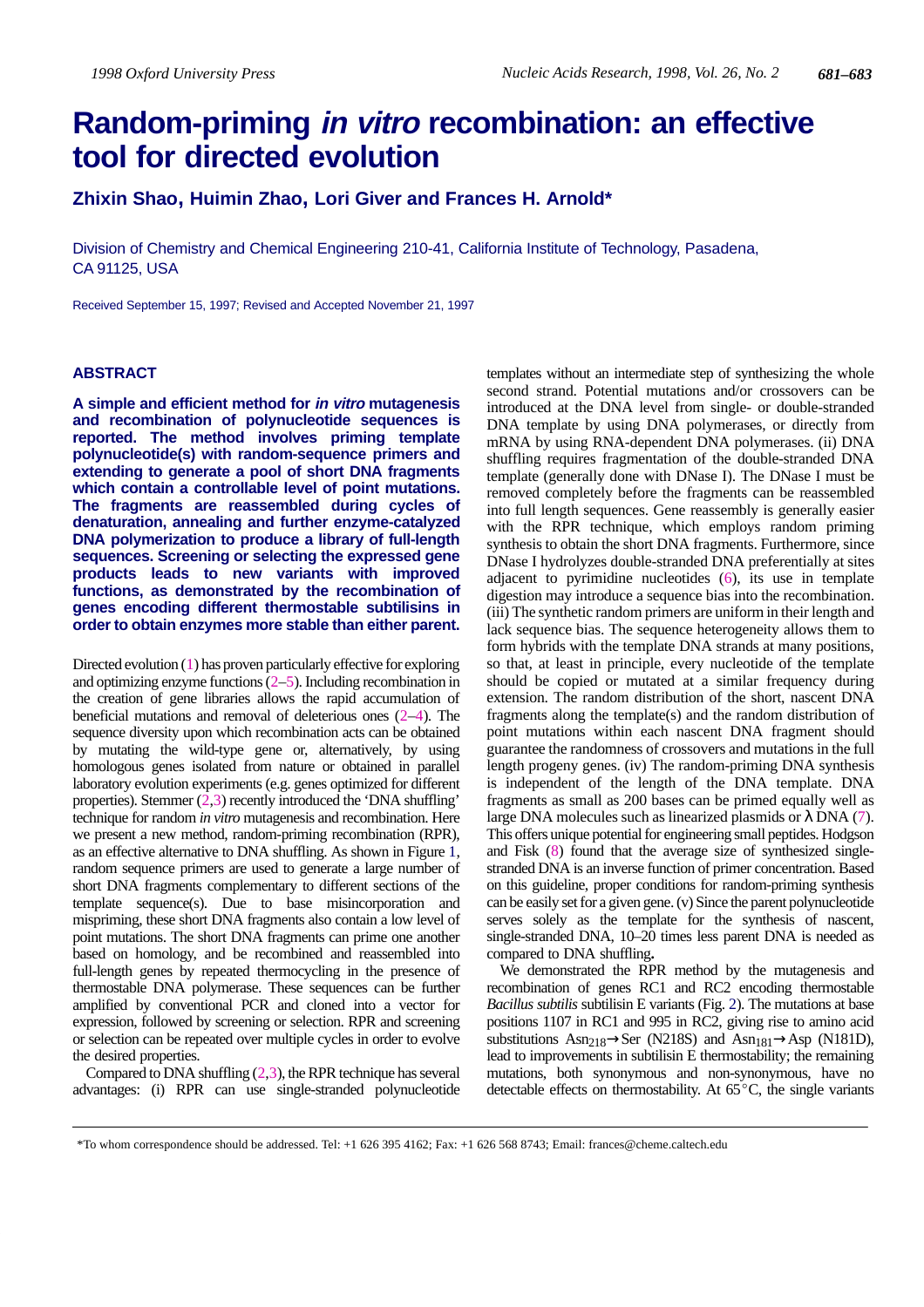# Random-priming *in vitro* recombination: an effective tool for directed evolution

**Zhixin Shao, Huimin Zhao, Lori Giver and Frances H. Arnold***

Division of Chemistry and Chemical Engineering 210-41, California Institute of Technology, Pasadena, CA 91125, USA

Received September 15, 1997; Revised and Accepted November 21, 1997

## ABSTRACT

**A simple and efficient method for *in vitro* mutagenesis and recombination of polynucleotide sequences is reported. The method involves priming template polynucleotide(s) with random-sequence primers and extending to generate a pool of short DNA fragments which contain a controllable level of point mutations. The fragments are reassembled during cycles of denaturation, annealing and further enzyme-catalyzed DNA polymerization to produce a library of full-length sequences. Screening or selecting the expressed gene products leads to new variants with improved functions, as demonstrated by the recombination of genes encoding different thermostable subtilisins in order to obtain enzymes more stable than either parent.**

Directed evolution (1) has proven particularly effective for exploring and optimizing enzyme functions (2–5). Including recombination in the creation of gene libraries allows the rapid accumulation of beneficial mutations and removal of deleterious ones (2–4). The sequence diversity upon which recombination acts can be obtained by mutating the wild-type gene or, alternatively, by using homologous genes isolated from nature or obtained in parallel laboratory evolution experiments (e.g. genes optimized for different properties). Stemmer (2,3) recently introduced the 'DNA shuffling' technique for random *in vitro* mutagenesis and recombination. Here we present a new method, random-priming recombination (RPR), as an effective alternative to DNA shuffling. As shown in Figure 1, random sequence primers are used to generate a large number of short DNA fragments complementary to different sections of the template sequence(s). Due to base misincorporation and mispriming, these short DNA fragments also contain a low level of point mutations. The short DNA fragments can prime one another based on homology, and be recombined and reassembled into full-length genes by repeated thermocycling in the presence of thermostable DNA polymerase. These sequences can be further amplified by conventional PCR and cloned into a vector for expression, followed by screening or selection. RPR and screening or selection can be repeated over multiple cycles in order to evolve the desired properties.

Compared to DNA shuffling (2,3), the RPR technique has several advantages: (i) RPR can use single-stranded polynucleotide templates without an intermediate step of synthesizing the whole second strand. Potential mutations and/or crossovers can be introduced at the DNA level from single- or double-stranded DNA template by using DNA polymerases, or directly from mRNA by using RNA-dependent DNA polymerases. (ii) DNA shuffling requires fragmentation of the double-stranded DNA template (generally done with DNase I). The DNase I must be removed completely before the fragments can be reassembled into full length sequences. Gene reassembly is generally easier with the RPR technique, which employs random priming synthesis to obtain the short DNA fragments. Furthermore, since DNase I hydrolyzes double-stranded DNA preferentially at sites adjacent to pyrimidine nucleotides (6), its use in template digestion may introduce a sequence bias into the recombination. (iii) The synthetic random primers are uniform in their length and lack sequence bias. The sequence heterogeneity allows them to form hybrids with the template DNA strands at many positions, so that, at least in principle, every nucleotide of the template should be copied or mutated at a similar frequency during extension. The random distribution of the short, nascent DNA fragments along the template(s) and the random distribution of point mutations within each nascent DNA fragment should guarantee the randomness of crossovers and mutations in the full length progeny genes. (iv) The random-priming DNA synthesis is independent of the length of the DNA template. DNA fragments as small as 200 bases can be primed equally well as large DNA molecules such as linearized plasmids or λ DNA (7). This offers unique potential for engineering small peptides. Hodgson and Fisk (8) found that the average size of synthesized single-stranded DNA is an inverse function of primer concentration. Based on this guideline, proper conditions for random-priming synthesis can be easily set for a given gene. (v) Since the parent polynucleotide serves solely as the template for the synthesis of nascent, single-stranded DNA, 10–20 times less parent DNA is needed as compared to DNA shuffling**.**

We demonstrated the RPR method by the mutagenesis and recombination of genes RC1 and RC2 encoding thermostable *Bacillus subtilis* subtilisin E variants (Fig. 2). The mutations at base positions 1107 in RC1 and 995 in RC2, giving rise to amino acid substitutions $Asn_{218}$→Ser (N218S) and $Asn_{181}$→Asp (N181D), lead to improvements in subtilisin E thermostability; the remaining mutations, both synonymous and non-synonymous, have no detectable effects on thermostability. At 65°C, the single variants

*To whom correspondence should be addressed. Tel: +1 626 395 4162; Fax: +1 626 568 8743; Email: frances@cheme.caltech.edu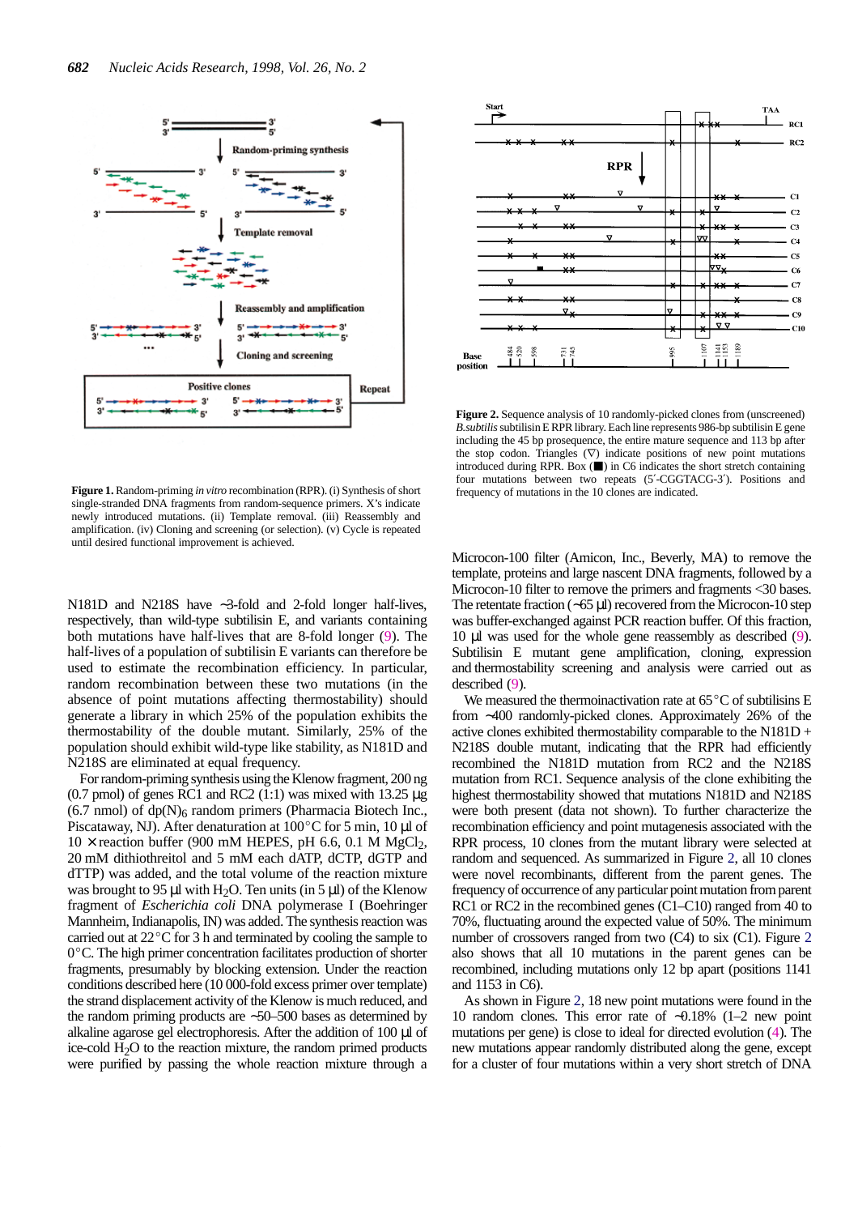**Figure 1.** Random-priming *in vitro* recombination (RPR). (i) Synthesis of short single-stranded DNA fragments from random-sequence primers. X's indicate newly introduced mutations. (ii) Template removal. (iii) Reassembly and amplification. (iv) Cloning and screening (or selection). (v) Cycle is repeated until desired functional improvement is achieved.

**Figure 2.** Sequence analysis of 10 randomly-picked clones from (unscreened) *B.subtilis* subtilisin E RPR library. Each line represents 986-bp subtilisin E gene including the 45 bp prosequence, the entire mature sequence and 113 bp after the stop codon. Triangles (∇) indicate positions of new point mutations introduced during RPR. Box (■) in C6 indicates the short stretch containing four mutations between two repeats (5′-CGGTACG-3′). Positions and frequency of mutations in the 10 clones are indicated.

N181D and N218S have ~3-fold and 2-fold longer half-lives, respectively, than wild-type subtilisin E, and variants containing both mutations have half-lives that are 8-fold longer (9). The half-lives of a population of subtilisin E variants can therefore be used to estimate the recombination efficiency. In particular, random recombination between these two mutations (in the absence of point mutations affecting thermostability) should generate a library in which 25% of the population exhibits the thermostability of the double mutant. Similarly, 25% of the population should exhibit wild-type like stability, as N181D and N218S are eliminated at equal frequency.

For random-priming synthesis using the Klenow fragment, 200 ng (0.7 pmol) of genes RC1 and RC2 (1:1) was mixed with 13.25 µg (6.7 nmol) of $dp(N)_6$ random primers (Pharmacia Biotech Inc., Piscataway, NJ). After denaturation at 100°C for 5 min, 10 µl of 10 × reaction buffer (900 mM HEPES, pH 6.6, 0.1 M $MgCl_2$, 20 mM dithiothreitol and 5 mM each dATP, dCTP, dGTP and dTTP) was added, and the total volume of the reaction mixture was brought to 95 µl with $H_2O$. Ten units (in 5 µl) of the Klenow fragment of *Escherichia coli* DNA polymerase I (Boehringer Mannheim, Indianapolis, IN) was added. The synthesis reaction was carried out at 22°C for 3 h and terminated by cooling the sample to 0°C. The high primer concentration facilitates production of shorter fragments, presumably by blocking extension. Under the reaction conditions described here (10 000-fold excess primer over template) the strand displacement activity of the Klenow is much reduced, and the random priming products are ~50–500 bases as determined by alkaline agarose gel electrophoresis. After the addition of 100 µl of ice-cold $H_2O$ to the reaction mixture, the random primed products were purified by passing the whole reaction mixture through a Microcon-100 filter (Amicon, Inc., Beverly, MA) to remove the template, proteins and large nascent DNA fragments, followed by a Microcon-10 filter to remove the primers and fragments <30 bases. The retentate fraction (~65 µl) recovered from the Microcon-10 step was buffer-exchanged against PCR reaction buffer. Of this fraction, 10 µl was used for the whole gene reassembly as described (9). Subtilisin E mutant gene amplification, cloning, expression and thermostability screening and analysis were carried out as described (9).

We measured the thermoinactivation rate at 65°C of subtilisins E from ~400 randomly-picked clones. Approximately 26% of the active clones exhibited thermostability comparable to the N181D + N218S double mutant, indicating that the RPR had efficiently recombined the N181D mutation from RC2 and the N218S mutation from RC1. Sequence analysis of the clone exhibiting the highest thermostability showed that mutations N181D and N218S were both present (data not shown). To further characterize the recombination efficiency and point mutagenesis associated with the RPR process, 10 clones from the mutant library were selected at random and sequenced. As summarized in Figure 2, all 10 clones were novel recombinants, different from the parent genes. The frequency of occurrence of any particular point mutation from parent RC1 or RC2 in the recombined genes (C1–C10) ranged from 40 to 70%, fluctuating around the expected value of 50%. The minimum number of crossovers ranged from two (C4) to six (C1). Figure 2 also shows that all 10 mutations in the parent genes can be recombined, including mutations only 12 bp apart (positions 1141 and 1153 in C6).

As shown in Figure 2, 18 new point mutations were found in the 10 random clones. This error rate of ~0.18% (1–2 new point mutations per gene) is close to ideal for directed evolution (4). The new mutations appear randomly distributed along the gene, except for a cluster of four mutations within a very short stretch of DNA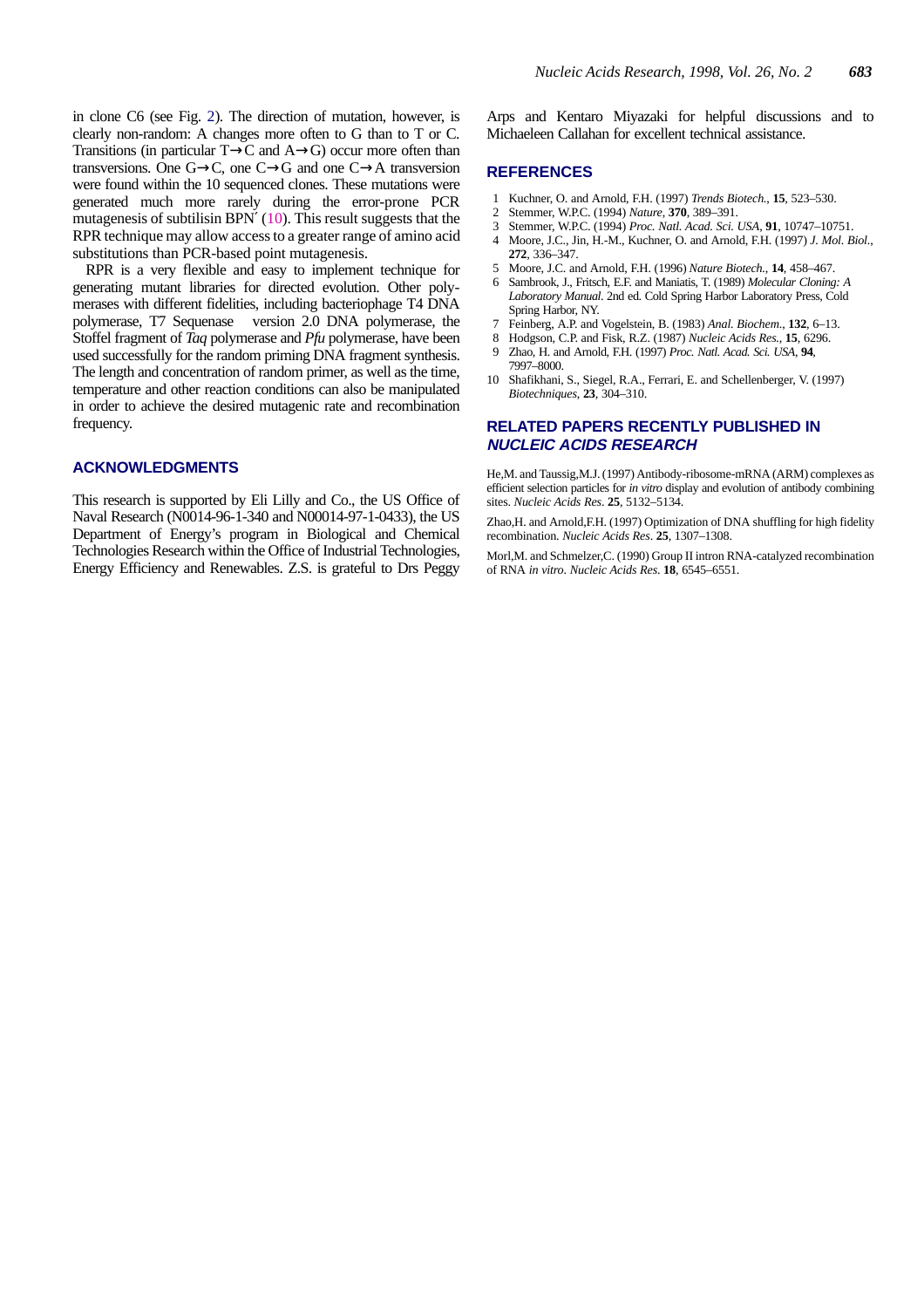in clone C6 (see Fig. 2). The direction of mutation, however, is clearly non-random: A changes more often to G than to T or C. Transitions (in particular T→C and A→G) occur more often than transversions. One G→C, one C→G and one C→A transversion were found within the 10 sequenced clones. These mutations were generated much more rarely during the error-prone PCR mutagenesis of subtilisin BPN′ (10). This result suggests that the RPR technique may allow access to a greater range of amino acid substitutions than PCR-based point mutagenesis.

RPR is a very flexible and easy to implement technique for generating mutant libraries for directed evolution. Other polymerases with different fidelities, including bacteriophage T4 DNA polymerase, T7 Sequenase version 2.0 DNA polymerase, the Stoffel fragment of *Taq* polymerase and *Pfu* polymerase, have been used successfully for the random priming DNA fragment synthesis. The length and concentration of random primer, as well as the time, temperature and other reaction conditions can also be manipulated in order to achieve the desired mutagenic rate and recombination frequency.

## ACKNOWLEDGMENTS

This research is supported by Eli Lilly and Co., the US Office of Naval Research (N0014-96-1-340 and N00014-97-1-0433), the US Department of Energy's program in Biological and Chemical Technologies Research within the Office of Industrial Technologies, Energy Efficiency and Renewables. Z.S. is grateful to Drs Peggy Arps and Kentaro Miyazaki for helpful discussions and to Michaeleen Callahan for excellent technical assistance.

## REFERENCES

1. Kuchner, O. and Arnold, F.H. (1997) *Trends Biotech.*, **15**, 523–530.
2. Stemmer, W.P.C. (1994) *Nature*, **370**, 389–391.
3. Stemmer, W.P.C. (1994) *Proc. Natl. Acad. Sci. USA*, **91**, 10747–10751.
4. Moore, J.C., Jin, H.-M., Kuchner, O. and Arnold, F.H. (1997) *J. Mol. Biol.*, **272**, 336–347.
5. Moore, J.C. and Arnold, F.H. (1996) *Nature Biotech.*, **14**, 458–467.
6. Sambrook, J., Fritsch, E.F. and Maniatis, T. (1989) *Molecular Cloning: A Laboratory Manual*. 2nd ed. Cold Spring Harbor Laboratory Press, Cold Spring Harbor, NY.
7. Feinberg, A.P. and Vogelstein, B. (1983) *Anal. Biochem.*, **132**, 6–13.
8. Hodgson, C.P. and Fisk, R.Z. (1987) *Nucleic Acids Res.*, **15**, 6296.
9. Zhao, H. and Arnold, F.H. (1997) *Proc. Natl. Acad. Sci. USA*, **94**, 7997–8000.
10. Shafikhani, S., Siegel, R.A., Ferrari, E. and Schellenberger, V. (1997) *Biotechniques*, **23**, 304–310.

## RELATED PAPERS RECENTLY PUBLISHED IN *NUCLEIC ACIDS RESEARCH*

He,M. and Taussig,M.J. (1997) Antibody-ribosome-mRNA (ARM) complexes as efficient selection particles for *in vitro* display and evolution of antibody combining sites. *Nucleic Acids Res*. **25**, 5132–5134.

Zhao,H. and Arnold,F.H. (1997) Optimization of DNA shuffling for high fidelity recombination. *Nucleic Acids Res*. **25**, 1307–1308.

Morl,M. and Schmelzer,C. (1990) Group II intron RNA-catalyzed recombination of RNA *in vitro*. *Nucleic Acids Res*. **18**, 6545–6551.